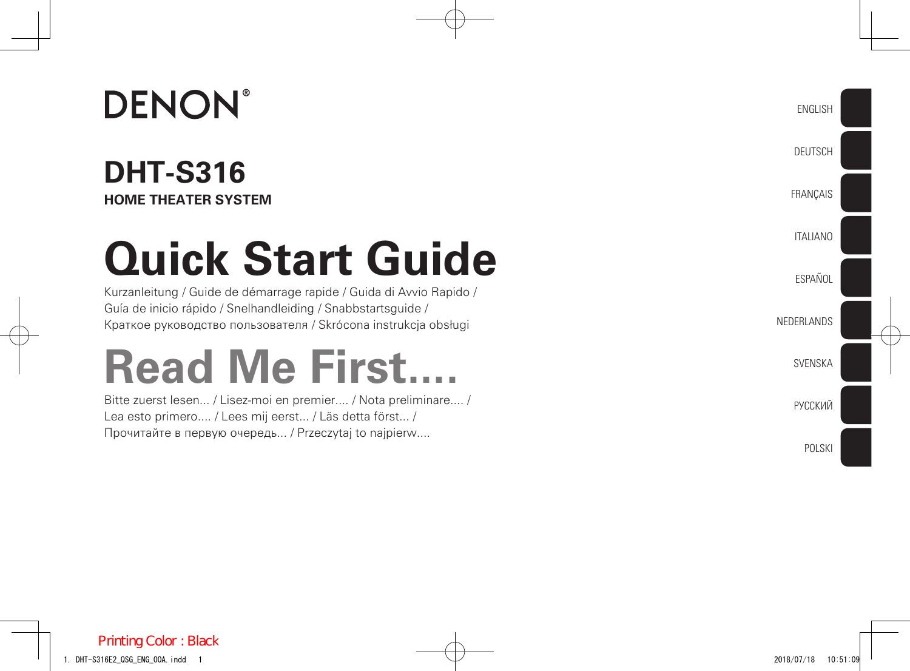# DENON®

## DHT-S316

**HOME THEATER SYSTEM**

# Quick Start Guide

Kurzanleitung / Guide de démarrage rapide / Guida di Avvio Rapido / Guía de inicio rápido / Snelhandleiding / Snabbstartsguide / Краткое руководство пользователя / Skrócona instrukcja obsługi

# Read Me First....

Bitte zuerst lesen... / Lisez-moi en premier.... / Nota preliminare.... / Lea esto primero.... / Lees mij eerst... / Läs detta först... / Прочитайте в первую очередь... / Przeczytaj to najpierw....

ENGLISH

DEUTSCH

FRANÇAIS

ITALIANO

ESPAÑOL

NEDERLANDS

SVENSKA

РУССКИЙ

POLSKI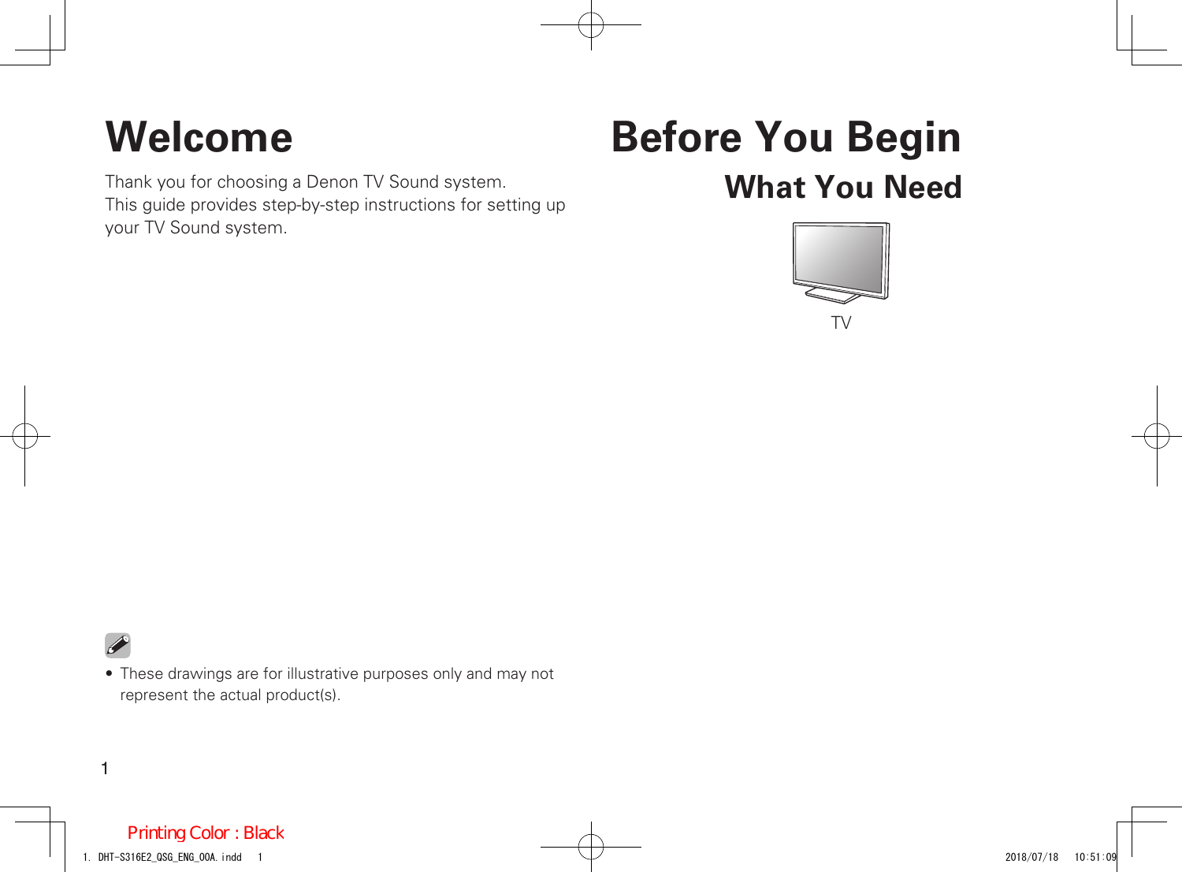# Welcome

Thank you for choosing a Denon TV Sound system.
This guide provides step-by-step instructions for setting up your TV Sound system.

- These drawings are for illustrative purposes only and may not represent the actual product(s).

# Before You Begin

## What You Need

TV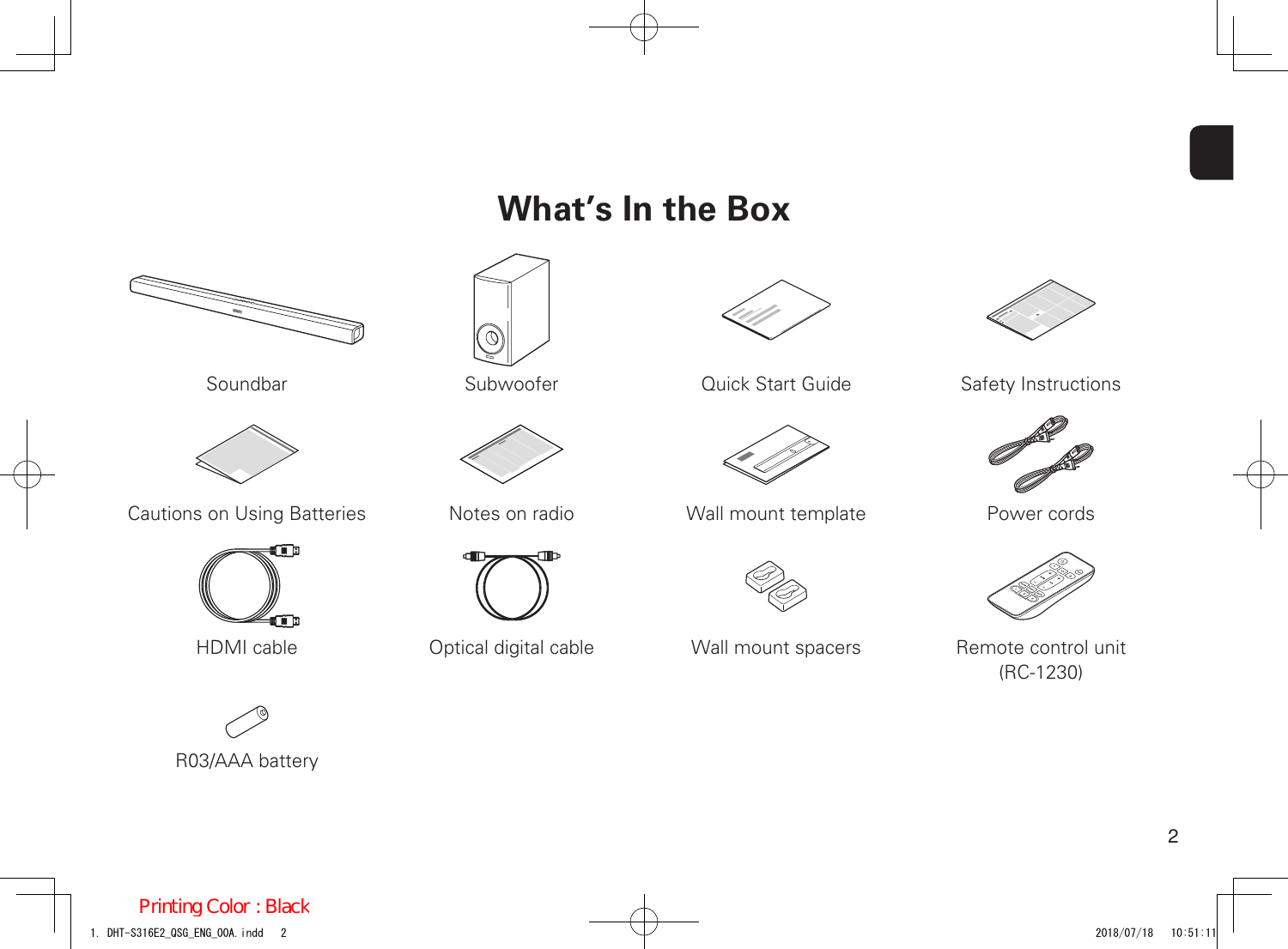# What's In the Box

Soundbar

Subwoofer

Quick Start Guide

Safety Instructions

Cautions on Using Batteries

Notes on radio

Wall mount template

Power cords

HDMI cable

Optical digital cable

Wall mount spacers

Remote control unit (RC-1230)

R03/AAA battery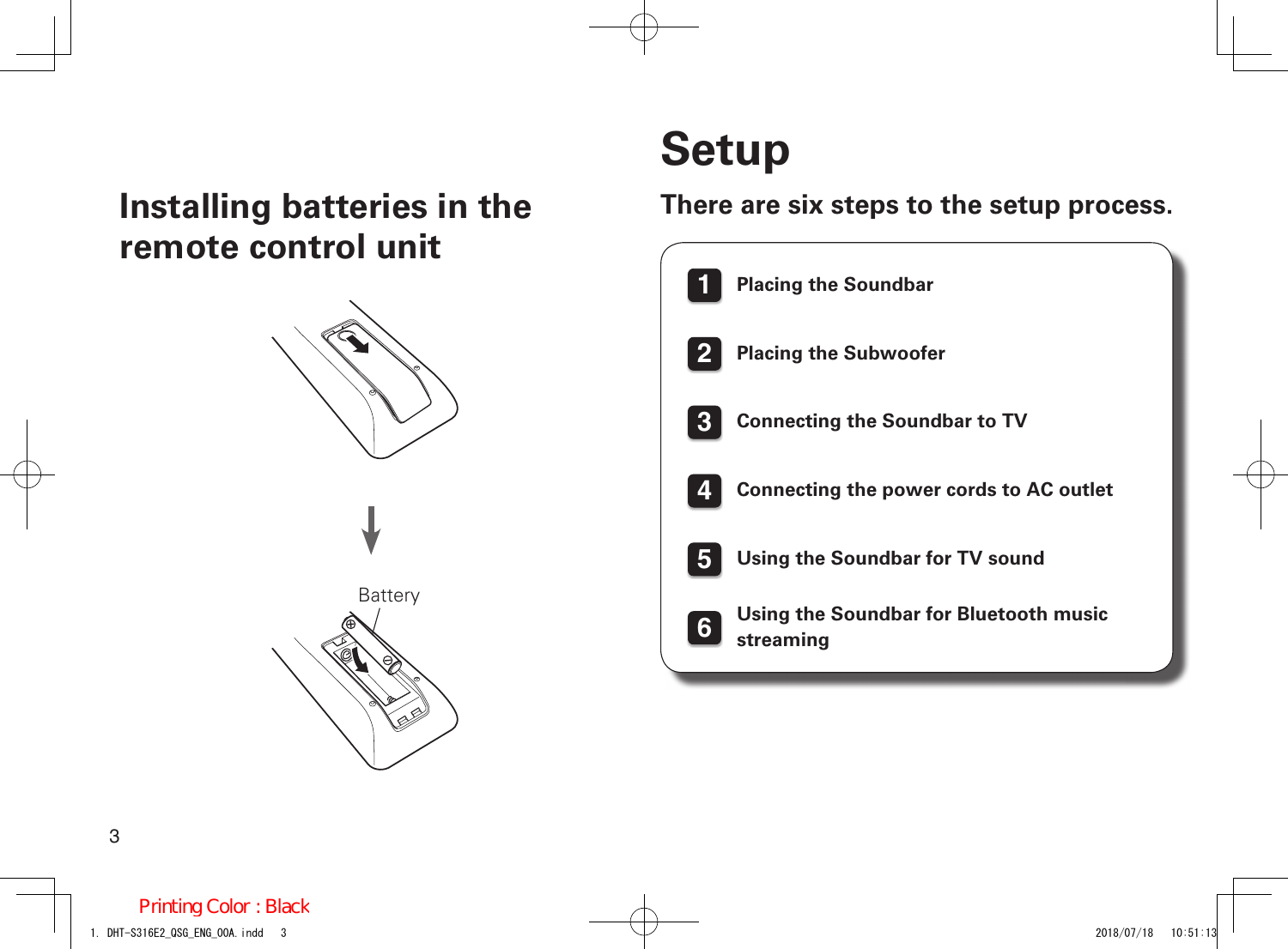## Installing batteries in the remote control unit

Battery

# Setup

### There are six steps to the setup process.

1. Placing the Soundbar
2. Placing the Subwoofer
3. Connecting the Soundbar to TV
4. Connecting the power cords to AC outlet
5. Using the Soundbar for TV sound
6. Using the Soundbar for Bluetooth music streaming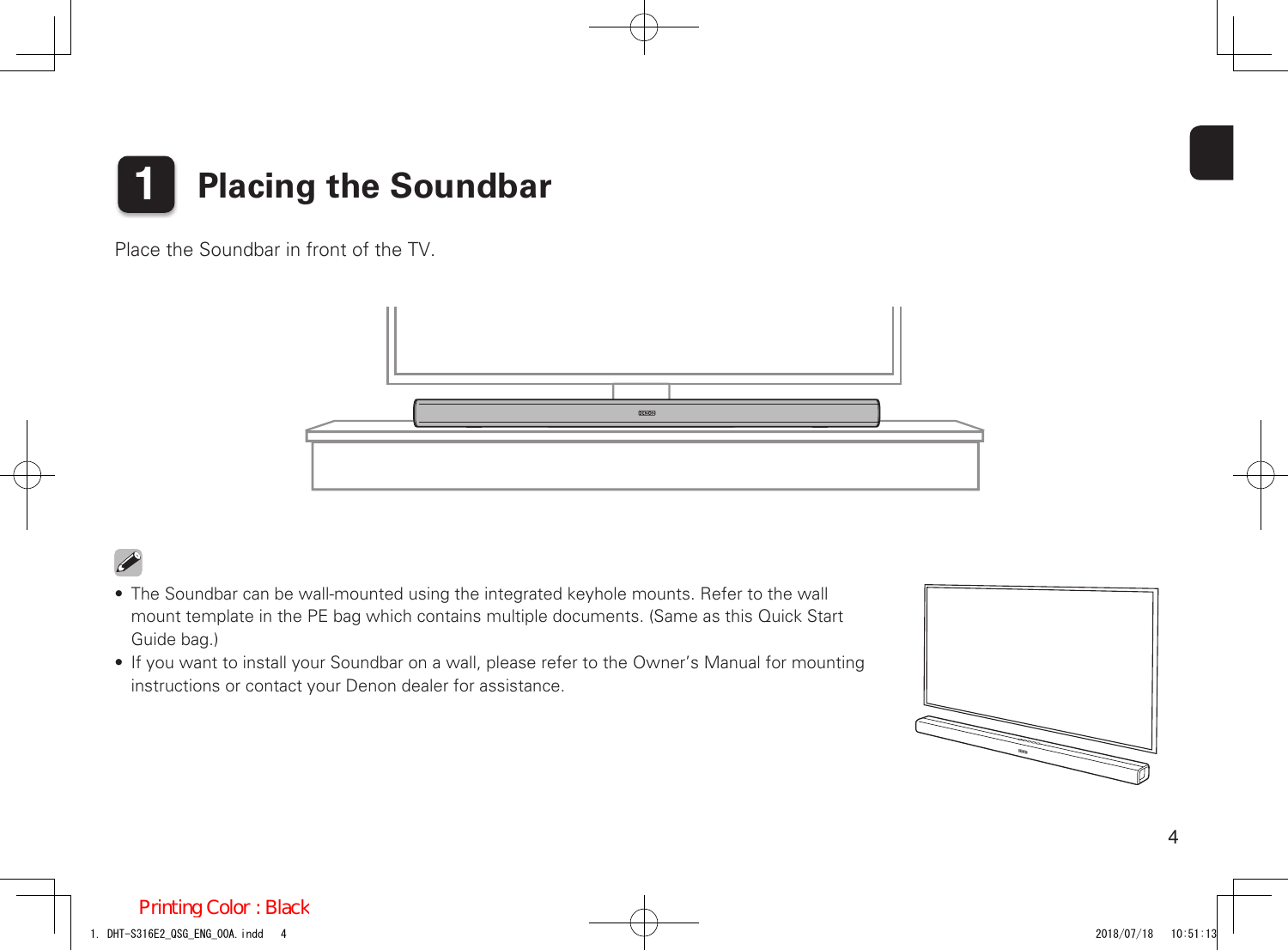# 1 Placing the Soundbar

Place the Soundbar in front of the TV.

- The Soundbar can be wall-mounted using the integrated keyhole mounts. Refer to the wall mount template in the PE bag which contains multiple documents. (Same as this Quick Start Guide bag.)
- If you want to install your Soundbar on a wall, please refer to the Owner's Manual for mounting instructions or contact your Denon dealer for assistance.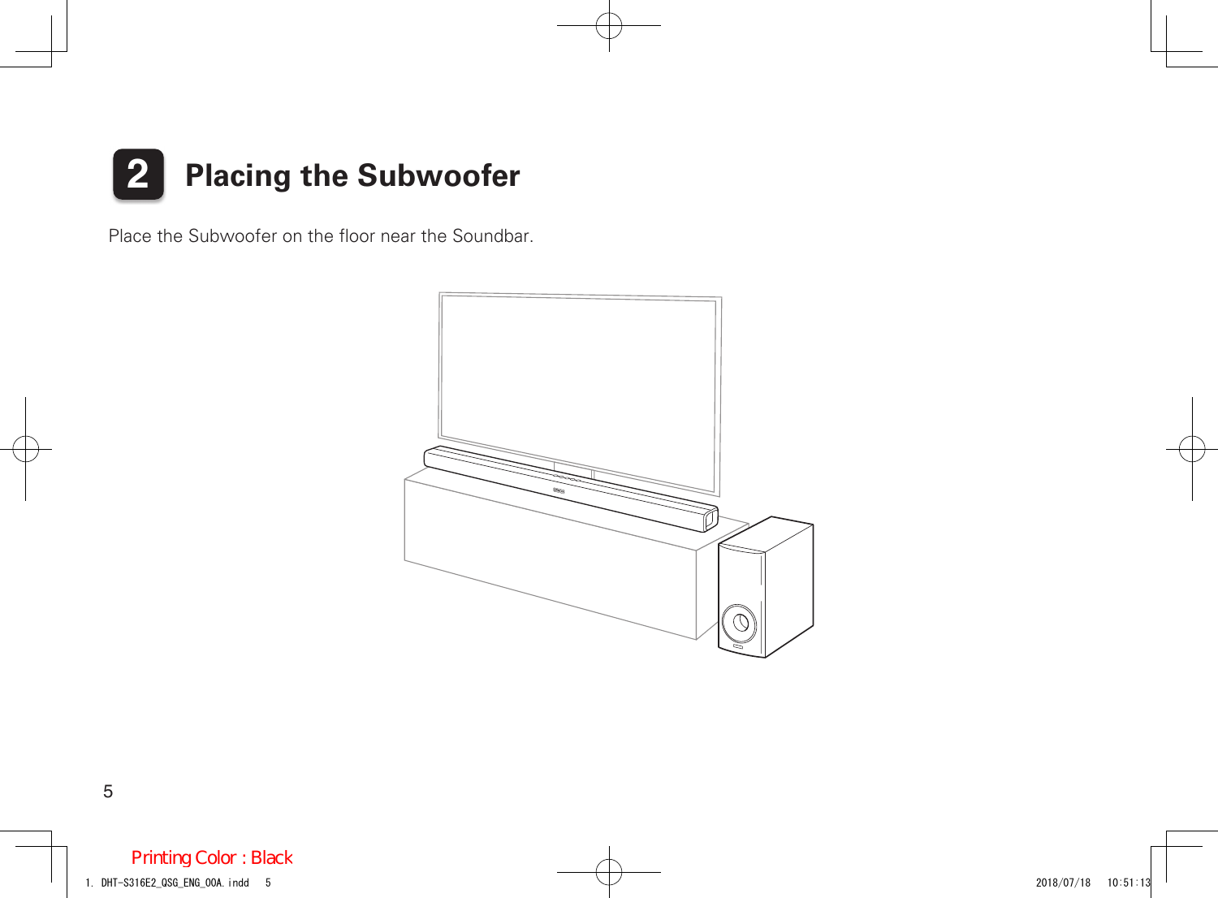## 2 Placing the Subwoofer

Place the Subwoofer on the floor near the Soundbar.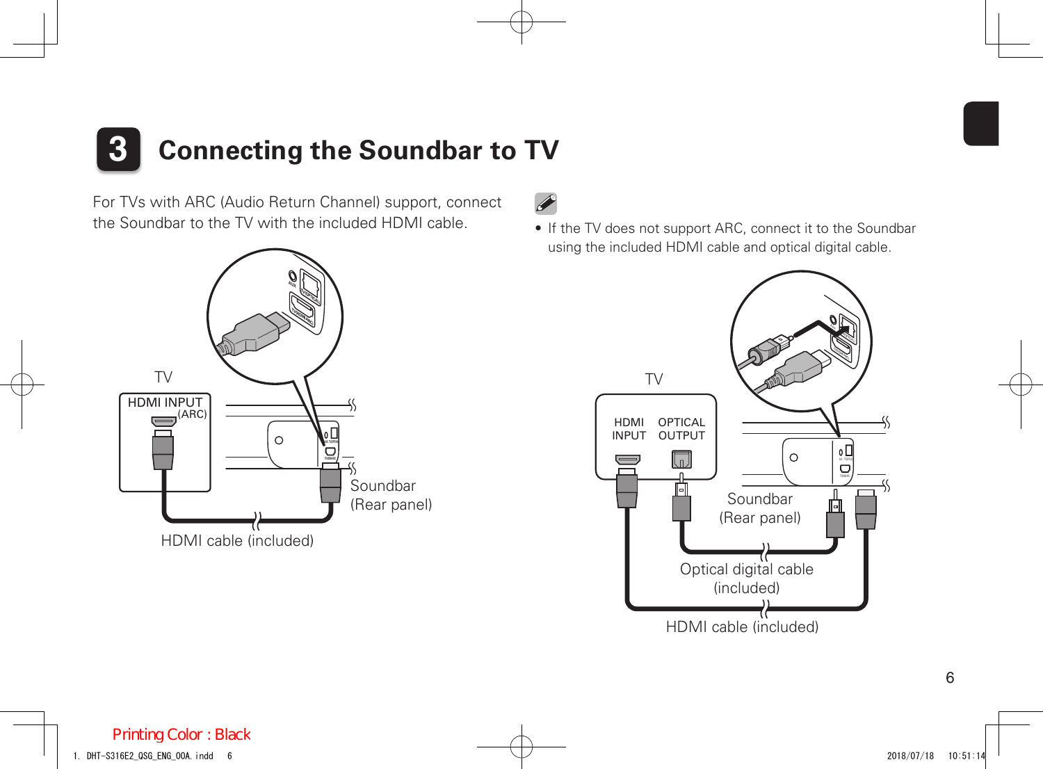# 3 Connecting the Soundbar to TV

For TVs with ARC (Audio Return Channel) support, connect the Soundbar to the TV with the included HDMI cable.

TV

HDMI INPUT (ARC)

Soundbar (Rear panel)

HDMI cable (included)

- If the TV does not support ARC, connect it to the Soundbar using the included HDMI cable and optical digital cable.

TV

HDMI INPUT

OPTICAL OUTPUT

Soundbar (Rear panel)

Optical digital cable (included)

HDMI cable (included)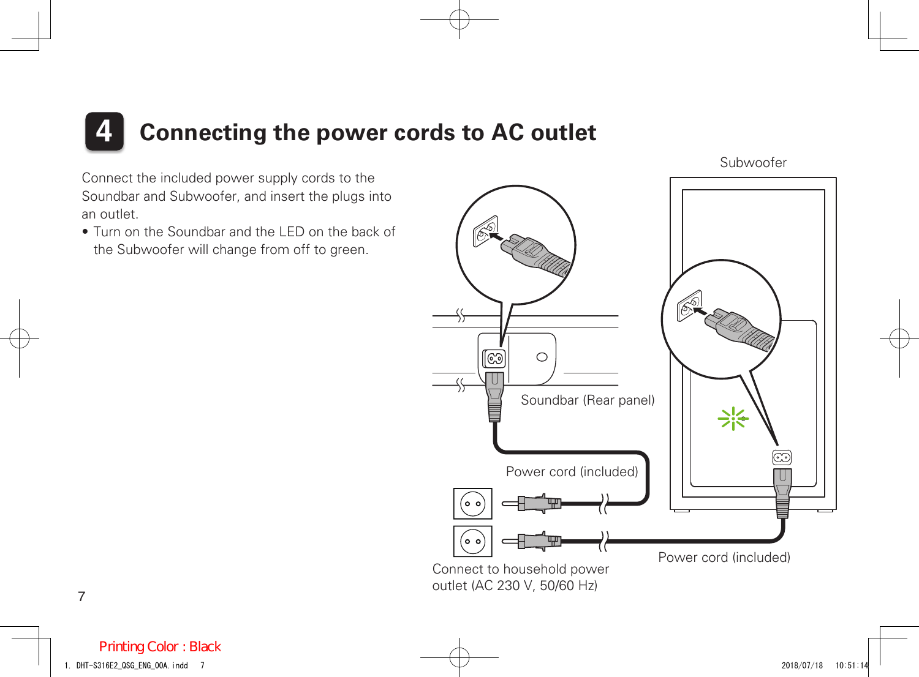# 4 Connecting the power cords to AC outlet

Connect the included power supply cords to the Soundbar and Subwoofer, and insert the plugs into an outlet.

- Turn on the Soundbar and the LED on the back of the Subwoofer will change from off to green.

Subwoofer

Soundbar (Rear panel)

Power cord (included)

Power cord (included)

Connect to household power outlet (AC 230 V, 50/60 Hz)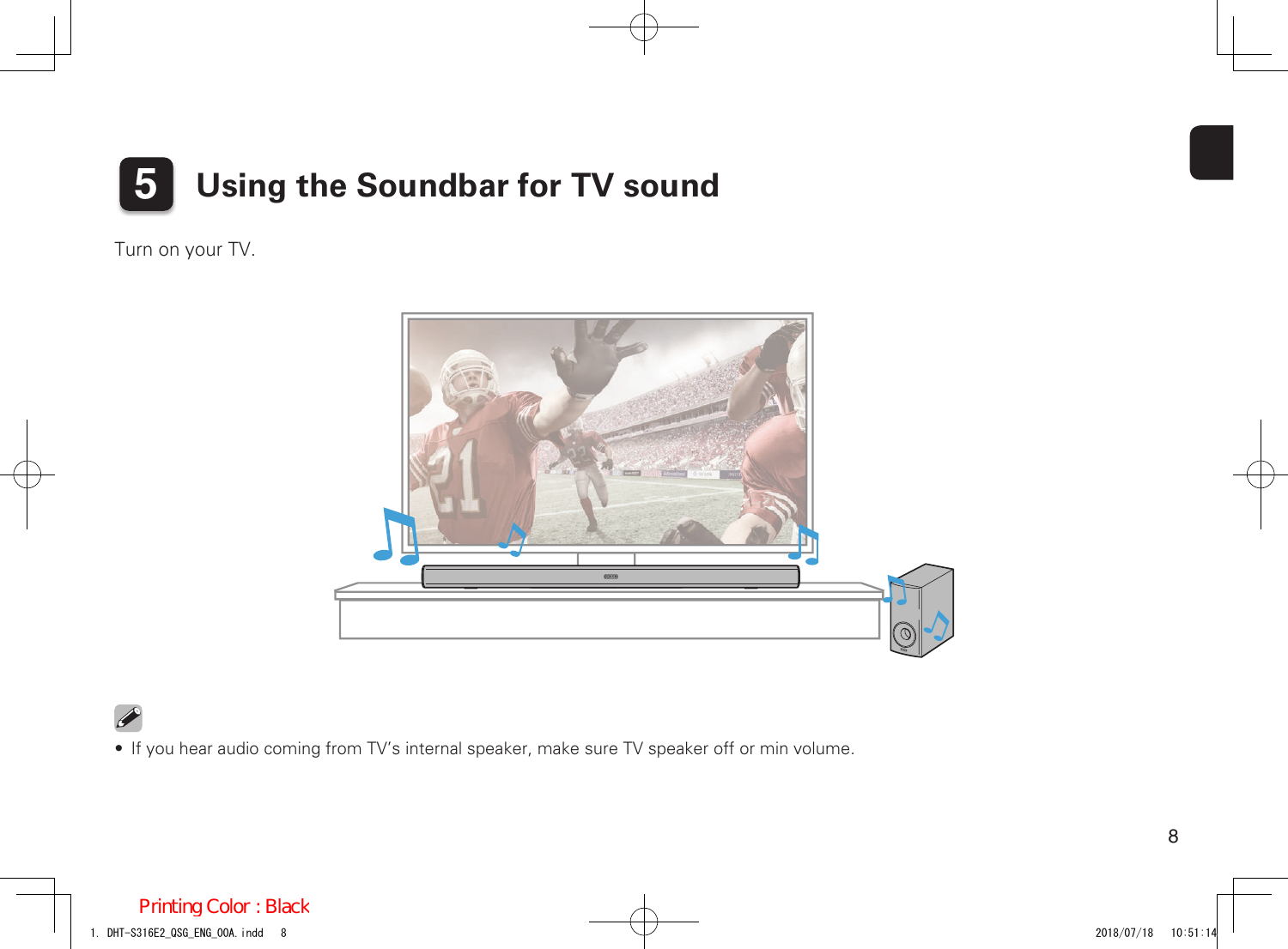# 5 Using the Soundbar for TV sound

Turn on your TV.

- If you hear audio coming from TV's internal speaker, make sure TV speaker off or min volume.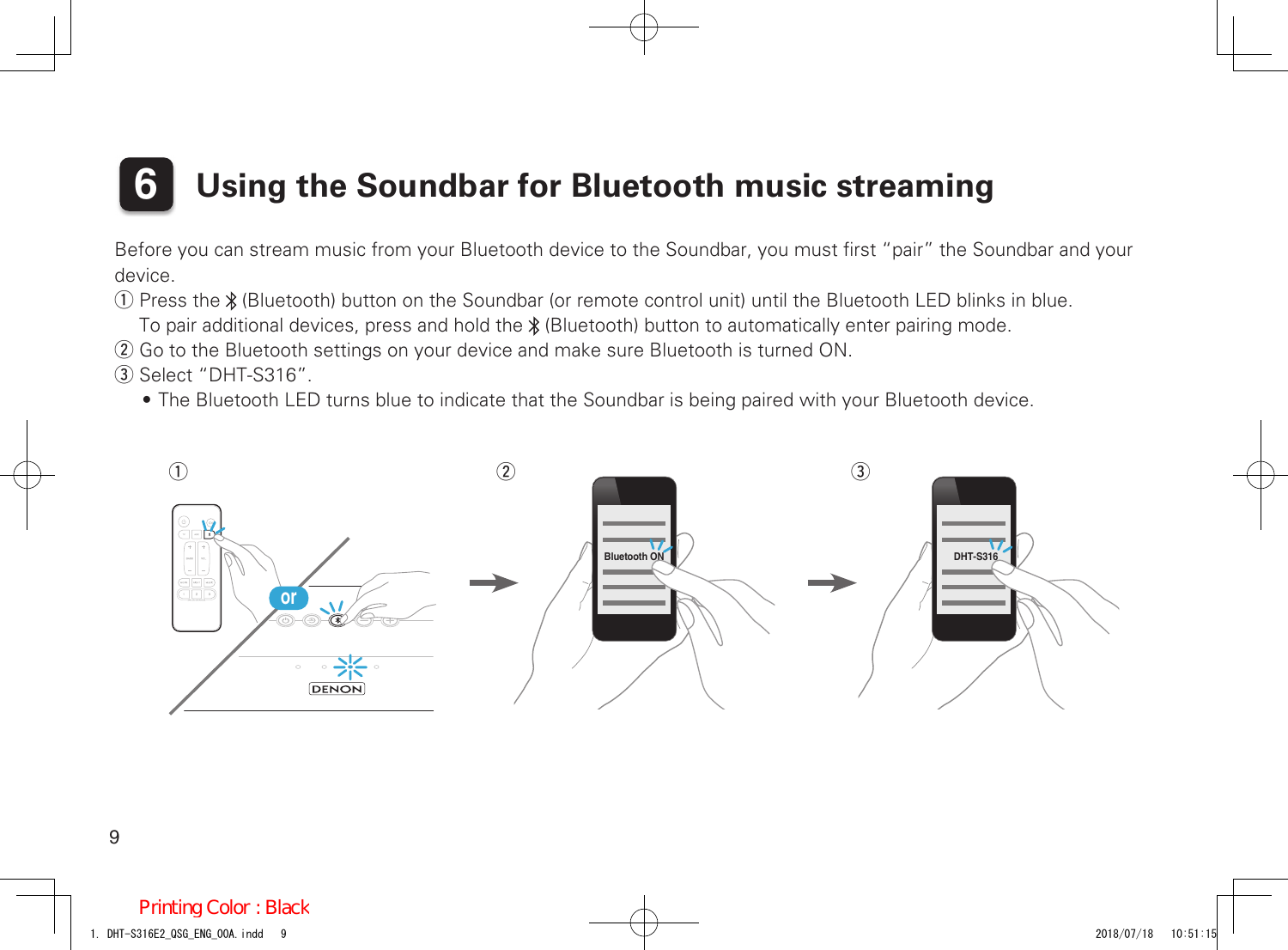# 6 Using the Soundbar for Bluetooth music streaming

Before you can stream music from your Bluetooth device to the Soundbar, you must first “pair” the Soundbar and your device.

① Press the ᛒ (Bluetooth) button on the Soundbar (or remote control unit) until the Bluetooth LED blinks in blue.
   To pair additional devices, press and hold the ᛒ (Bluetooth) button to automatically enter pairing mode.

② Go to the Bluetooth settings on your device and make sure Bluetooth is turned ON.

③ Select “DHT-S316”.

- The Bluetooth LED turns blue to indicate that the Soundbar is being paired with your Bluetooth device.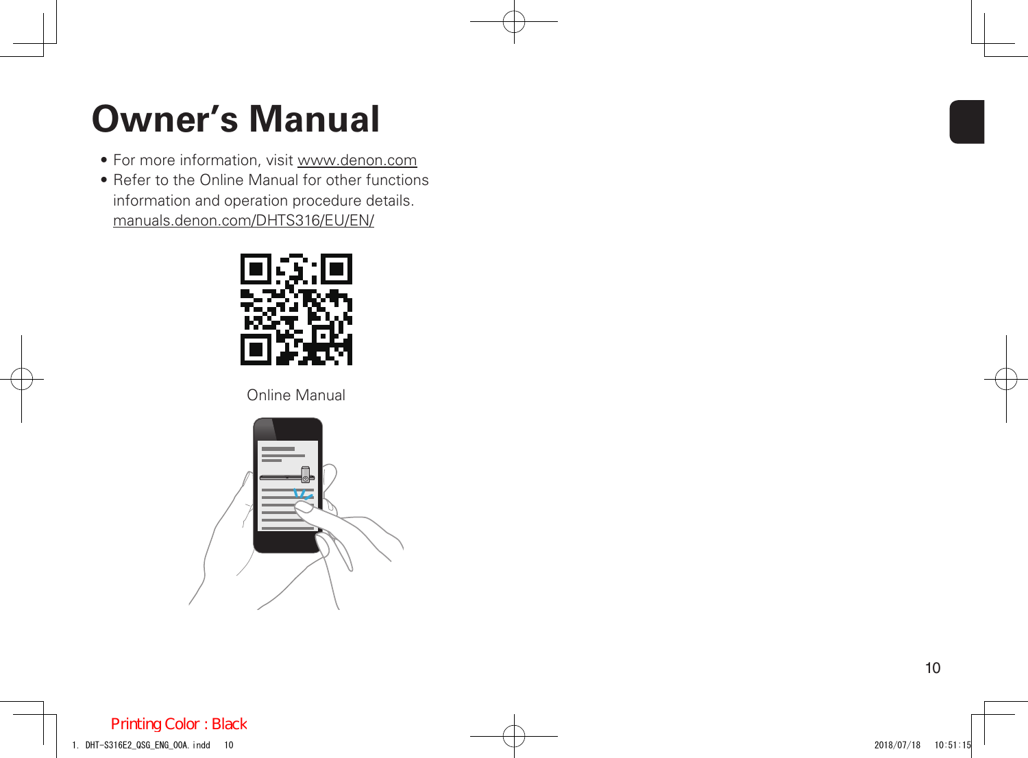# Owner's Manual

- For more information, visit www.denon.com
- Refer to the Online Manual for other functions information and operation procedure details.
  manuals.denon.com/DHTS316/EU/EN/

Online Manual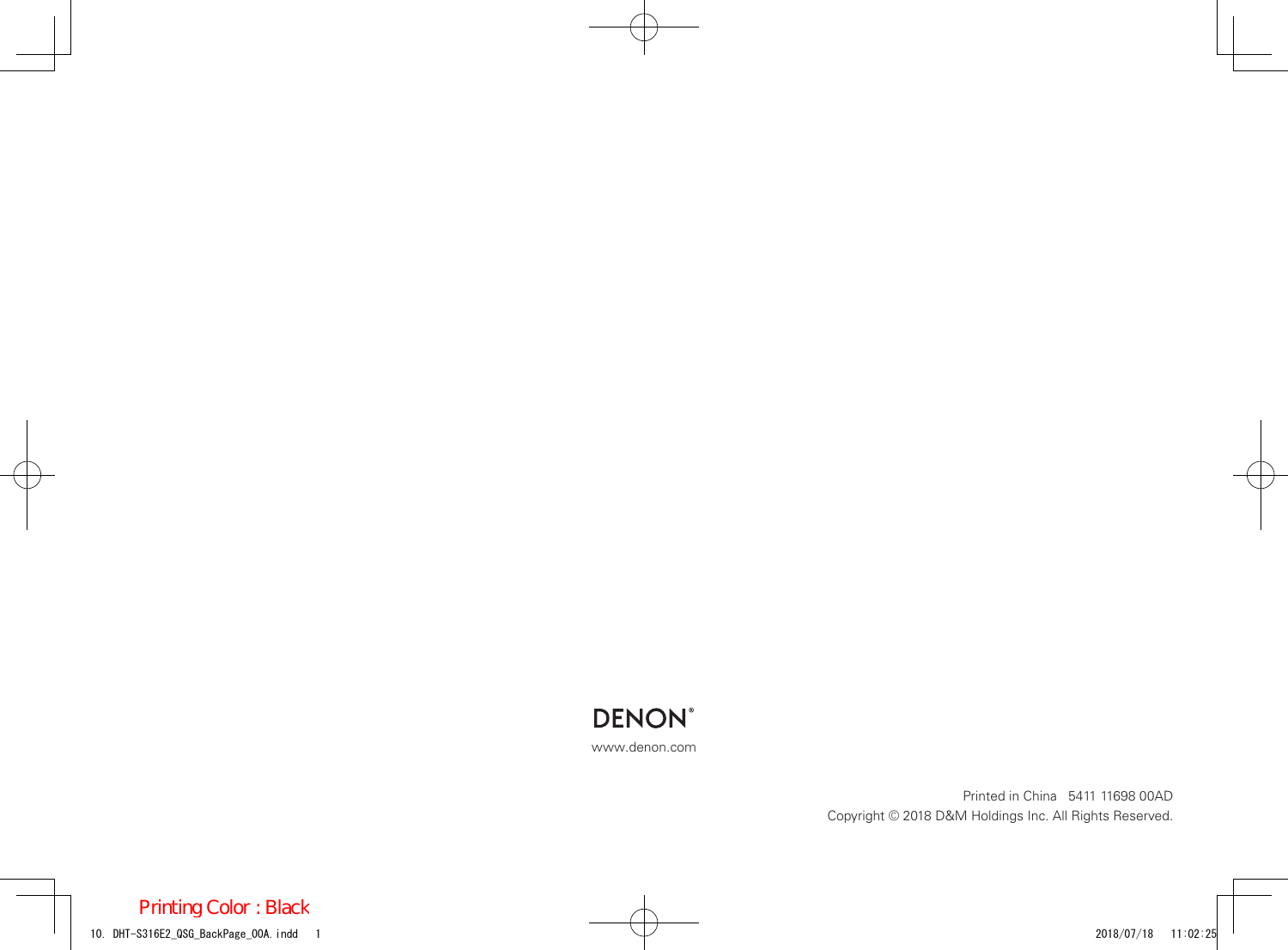DENON®

www.denon.com

Printed in China 5411 11698 00AD

Copyright © 2018 D&M Holdings Inc. All Rights Reserved.